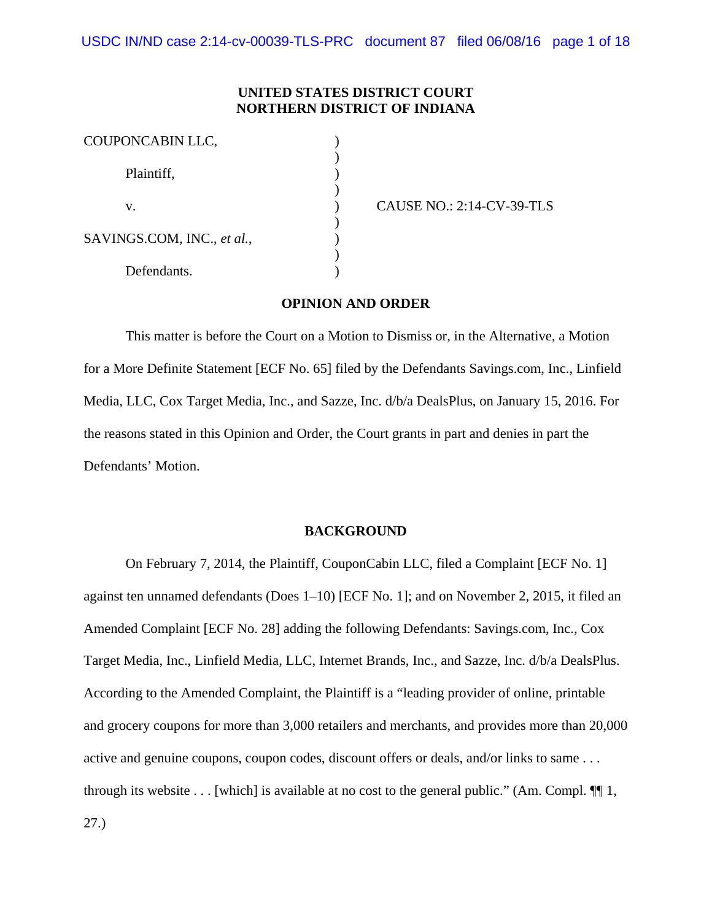**UNITED STATES DISTRICT COURT**
**NORTHERN DISTRICT OF INDIANA**

| | | |
|---|---|---|
| COUPONCABIN LLC, | ) | |
| Plaintiff, | ) | |
| v. | ) | CAUSE NO.: 2:14-CV-39-TLS |
| SAVINGS.COM, INC., *et al.*, | ) | |
| Defendants. | ) | |

**OPINION AND ORDER**

This matter is before the Court on a Motion to Dismiss or, in the Alternative, a Motion for a More Definite Statement [ECF No. 65] filed by the Defendants Savings.com, Inc., Linfield Media, LLC, Cox Target Media, Inc., and Sazze, Inc. d/b/a DealsPlus, on January 15, 2016. For the reasons stated in this Opinion and Order, the Court grants in part and denies in part the Defendants' Motion.

**BACKGROUND**

On February 7, 2014, the Plaintiff, CouponCabin LLC, filed a Complaint [ECF No. 1] against ten unnamed defendants (Does 1–10) [ECF No. 1]; and on November 2, 2015, it filed an Amended Complaint [ECF No. 28] adding the following Defendants: Savings.com, Inc., Cox Target Media, Inc., Linfield Media, LLC, Internet Brands, Inc., and Sazze, Inc. d/b/a DealsPlus. According to the Amended Complaint, the Plaintiff is a "leading provider of online, printable and grocery coupons for more than 3,000 retailers and merchants, and provides more than 20,000 active and genuine coupons, coupon codes, discount offers or deals, and/or links to same . . . through its website . . . [which] is available at no cost to the general public." (Am. Compl. ¶¶ 1, 27.)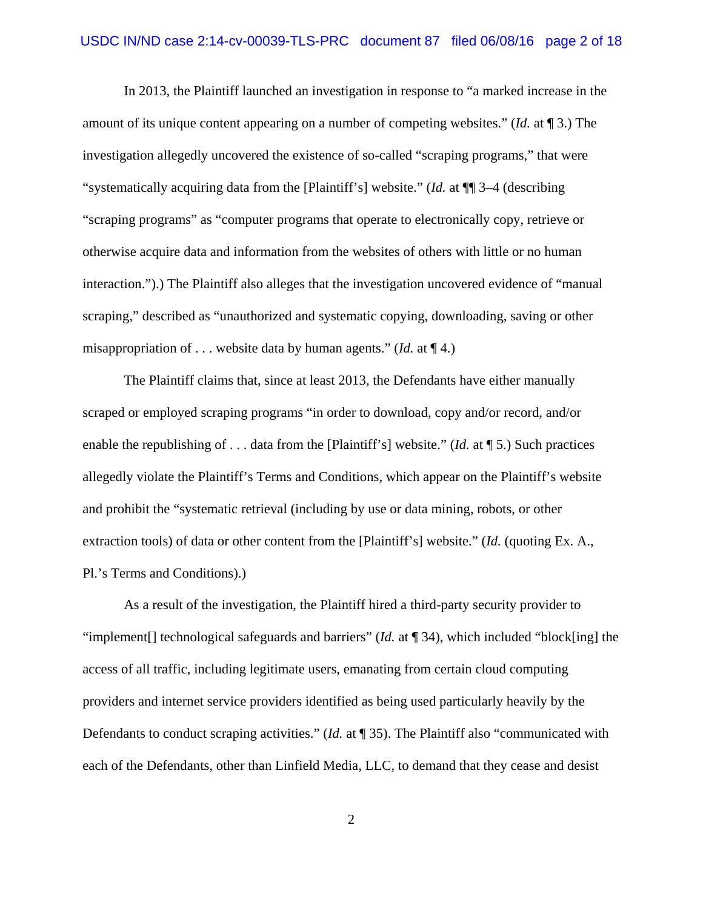In 2013, the Plaintiff launched an investigation in response to "a marked increase in the amount of its unique content appearing on a number of competing websites." (*Id.* at ¶ 3.) The investigation allegedly uncovered the existence of so-called "scraping programs," that were "systematically acquiring data from the [Plaintiff's] website." (*Id.* at ¶¶ 3–4 (describing "scraping programs" as "computer programs that operate to electronically copy, retrieve or otherwise acquire data and information from the websites of others with little or no human interaction.").) The Plaintiff also alleges that the investigation uncovered evidence of "manual scraping," described as "unauthorized and systematic copying, downloading, saving or other misappropriation of . . . website data by human agents." (*Id.* at ¶ 4.)

The Plaintiff claims that, since at least 2013, the Defendants have either manually scraped or employed scraping programs "in order to download, copy and/or record, and/or enable the republishing of . . . data from the [Plaintiff's] website." (*Id.* at ¶ 5.) Such practices allegedly violate the Plaintiff's Terms and Conditions, which appear on the Plaintiff's website and prohibit the "systematic retrieval (including by use or data mining, robots, or other extraction tools) of data or other content from the [Plaintiff's] website." (*Id.* (quoting Ex. A., Pl.'s Terms and Conditions).)

As a result of the investigation, the Plaintiff hired a third-party security provider to "implement[] technological safeguards and barriers" (*Id.* at ¶ 34), which included "block[ing] the access of all traffic, including legitimate users, emanating from certain cloud computing providers and internet service providers identified as being used particularly heavily by the Defendants to conduct scraping activities." (*Id.* at ¶ 35). The Plaintiff also "communicated with each of the Defendants, other than Linfield Media, LLC, to demand that they cease and desist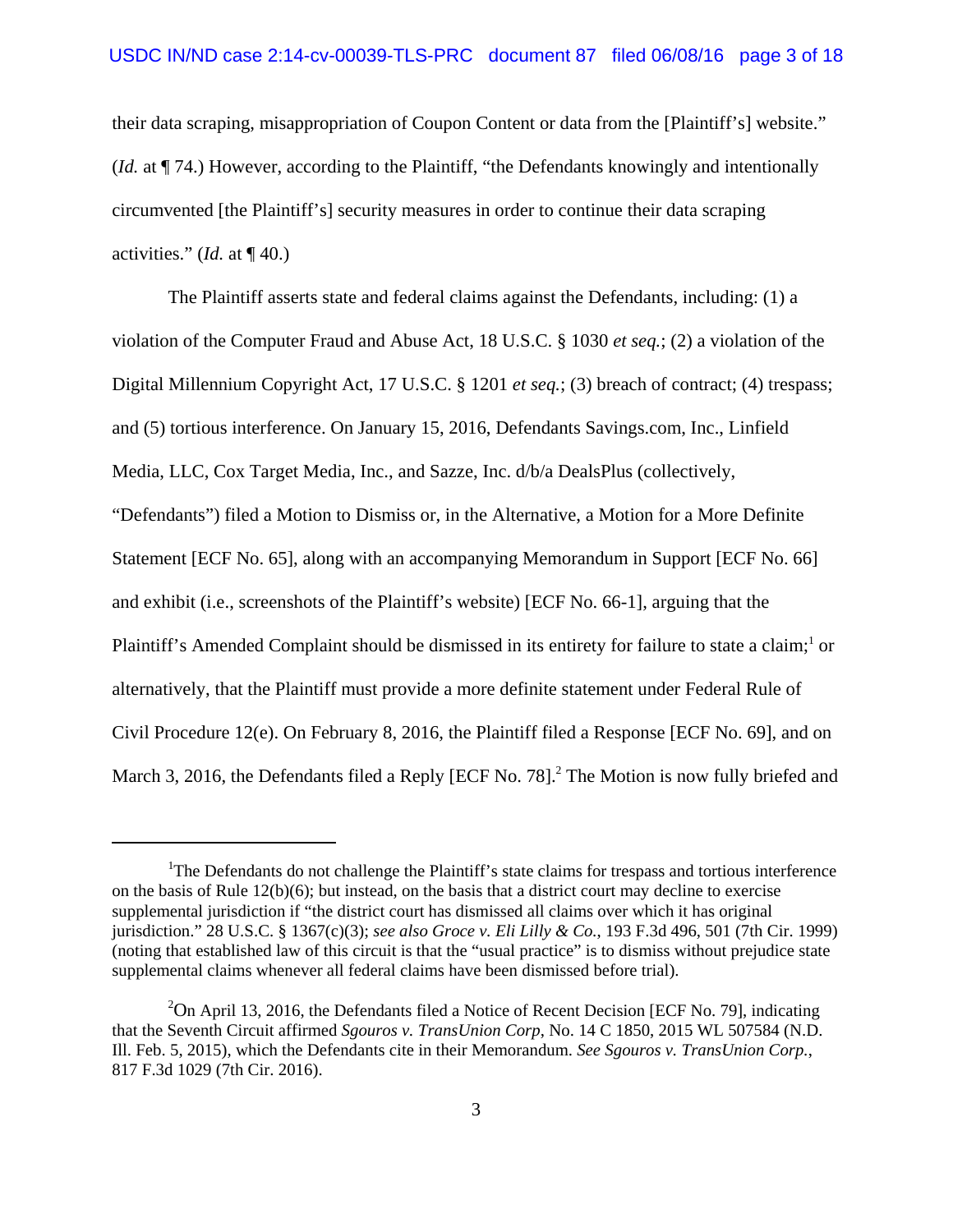their data scraping, misappropriation of Coupon Content or data from the [Plaintiff's] website." (*Id.* at ¶ 74.) However, according to the Plaintiff, "the Defendants knowingly and intentionally circumvented [the Plaintiff's] security measures in order to continue their data scraping activities." (*Id.* at ¶ 40.)

The Plaintiff asserts state and federal claims against the Defendants, including: (1) a violation of the Computer Fraud and Abuse Act, 18 U.S.C. § 1030 *et seq.*; (2) a violation of the Digital Millennium Copyright Act, 17 U.S.C. § 1201 *et seq.*; (3) breach of contract; (4) trespass; and (5) tortious interference. On January 15, 2016, Defendants Savings.com, Inc., Linfield Media, LLC, Cox Target Media, Inc., and Sazze, Inc. d/b/a DealsPlus (collectively, "Defendants") filed a Motion to Dismiss or, in the Alternative, a Motion for a More Definite Statement [ECF No. 65], along with an accompanying Memorandum in Support [ECF No. 66] and exhibit (i.e., screenshots of the Plaintiff's website) [ECF No. 66-1], arguing that the Plaintiff's Amended Complaint should be dismissed in its entirety for failure to state a claim;[1] or alternatively, that the Plaintiff must provide a more definite statement under Federal Rule of Civil Procedure 12(e). On February 8, 2016, the Plaintiff filed a Response [ECF No. 69], and on March 3, 2016, the Defendants filed a Reply [ECF No. 78].[2] The Motion is now fully briefed and

---

[1] The Defendants do not challenge the Plaintiff's state claims for trespass and tortious interference on the basis of Rule 12(b)(6); but instead, on the basis that a district court may decline to exercise supplemental jurisdiction if "the district court has dismissed all claims over which it has original jurisdiction." 28 U.S.C. § 1367(c)(3); *see also Groce v. Eli Lilly & Co.*, 193 F.3d 496, 501 (7th Cir. 1999) (noting that established law of this circuit is that the "usual practice" is to dismiss without prejudice state supplemental claims whenever all federal claims have been dismissed before trial).

[2] On April 13, 2016, the Defendants filed a Notice of Recent Decision [ECF No. 79], indicating that the Seventh Circuit affirmed *Sgouros v. TransUnion Corp*, No. 14 C 1850, 2015 WL 507584 (N.D. Ill. Feb. 5, 2015), which the Defendants cite in their Memorandum. *See Sgouros v. TransUnion Corp.*, 817 F.3d 1029 (7th Cir. 2016).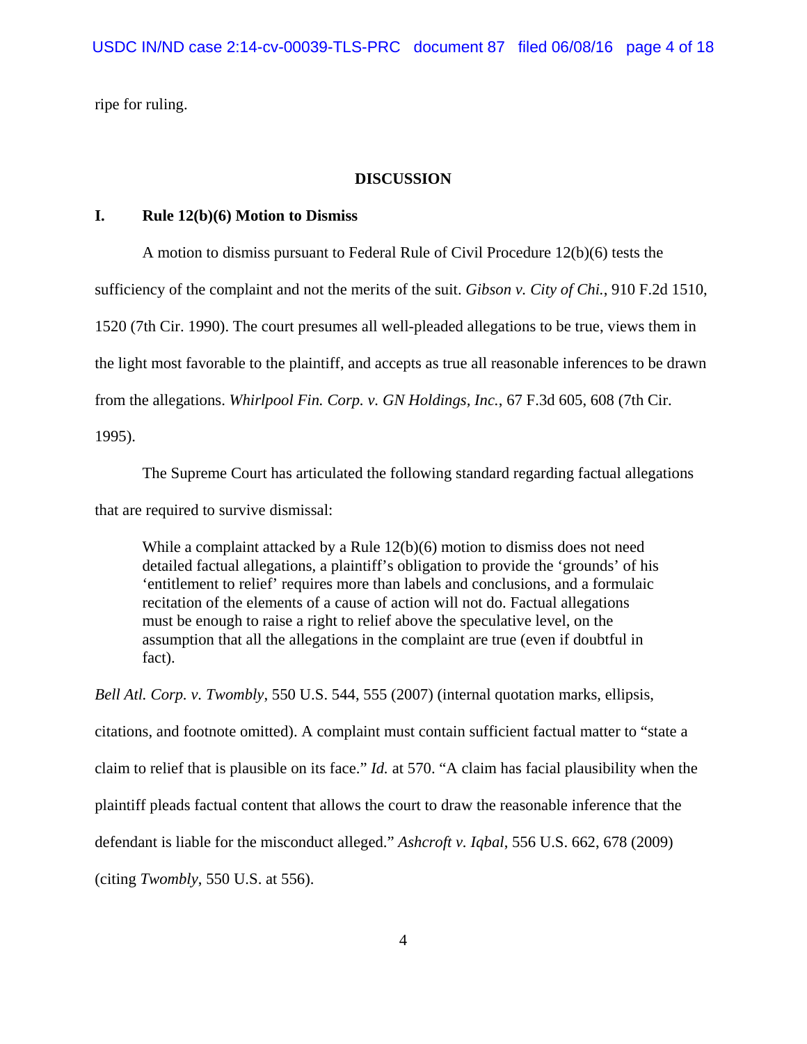ripe for ruling.

## DISCUSSION

### I. Rule 12(b)(6) Motion to Dismiss

A motion to dismiss pursuant to Federal Rule of Civil Procedure 12(b)(6) tests the sufficiency of the complaint and not the merits of the suit. *Gibson v. City of Chi.*, 910 F.2d 1510, 1520 (7th Cir. 1990). The court presumes all well-pleaded allegations to be true, views them in the light most favorable to the plaintiff, and accepts as true all reasonable inferences to be drawn from the allegations. *Whirlpool Fin. Corp. v. GN Holdings, Inc.*, 67 F.3d 605, 608 (7th Cir. 1995).

The Supreme Court has articulated the following standard regarding factual allegations that are required to survive dismissal:

> While a complaint attacked by a Rule 12(b)(6) motion to dismiss does not need detailed factual allegations, a plaintiff's obligation to provide the 'grounds' of his 'entitlement to relief' requires more than labels and conclusions, and a formulaic recitation of the elements of a cause of action will not do. Factual allegations must be enough to raise a right to relief above the speculative level, on the assumption that all the allegations in the complaint are true (even if doubtful in fact).

*Bell Atl. Corp. v. Twombly*, 550 U.S. 544, 555 (2007) (internal quotation marks, ellipsis, citations, and footnote omitted). A complaint must contain sufficient factual matter to "state a claim to relief that is plausible on its face." *Id.* at 570. "A claim has facial plausibility when the plaintiff pleads factual content that allows the court to draw the reasonable inference that the defendant is liable for the misconduct alleged." *Ashcroft v. Iqbal*, 556 U.S. 662, 678 (2009) (citing *Twombly*, 550 U.S. at 556).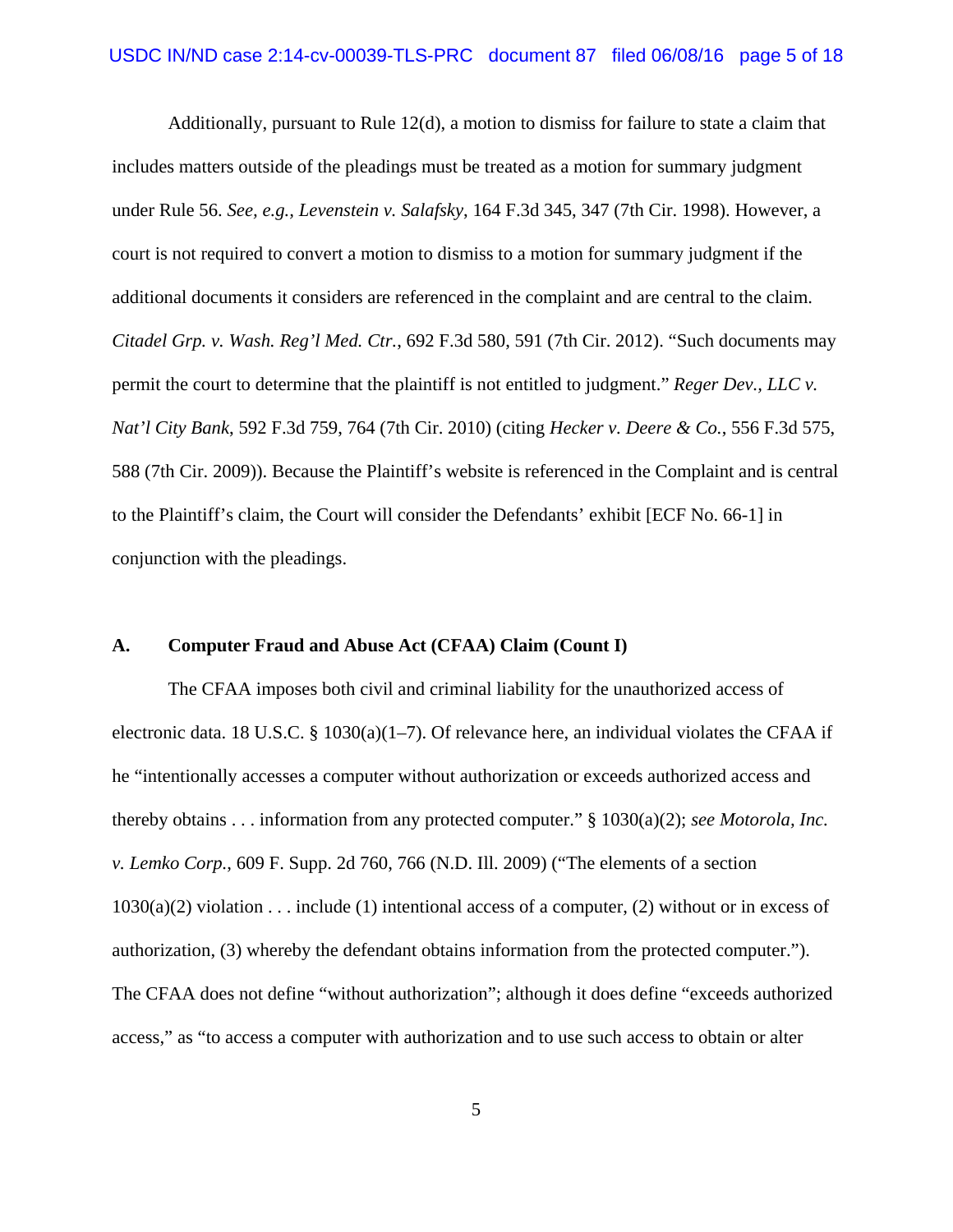Additionally, pursuant to Rule 12(d), a motion to dismiss for failure to state a claim that includes matters outside of the pleadings must be treated as a motion for summary judgment under Rule 56. *See, e.g.*, *Levenstein v. Salafsky*, 164 F.3d 345, 347 (7th Cir. 1998). However, a court is not required to convert a motion to dismiss to a motion for summary judgment if the additional documents it considers are referenced in the complaint and are central to the claim. *Citadel Grp. v. Wash. Reg'l Med. Ctr.*, 692 F.3d 580, 591 (7th Cir. 2012). "Such documents may permit the court to determine that the plaintiff is not entitled to judgment." *Reger Dev., LLC v. Nat'l City Bank*, 592 F.3d 759, 764 (7th Cir. 2010) (citing *Hecker v. Deere & Co.*, 556 F.3d 575, 588 (7th Cir. 2009)). Because the Plaintiff's website is referenced in the Complaint and is central to the Plaintiff's claim, the Court will consider the Defendants' exhibit [ECF No. 66-1] in conjunction with the pleadings.

**A. Computer Fraud and Abuse Act (CFAA) Claim (Count I)**

The CFAA imposes both civil and criminal liability for the unauthorized access of electronic data. 18 U.S.C. § 1030(a)(1–7). Of relevance here, an individual violates the CFAA if he "intentionally accesses a computer without authorization or exceeds authorized access and thereby obtains . . . information from any protected computer." § 1030(a)(2); *see Motorola, Inc. v. Lemko Corp.*, 609 F. Supp. 2d 760, 766 (N.D. Ill. 2009) ("The elements of a section 1030(a)(2) violation . . . include (1) intentional access of a computer, (2) without or in excess of authorization, (3) whereby the defendant obtains information from the protected computer."). The CFAA does not define "without authorization"; although it does define "exceeds authorized access," as "to access a computer with authorization and to use such access to obtain or alter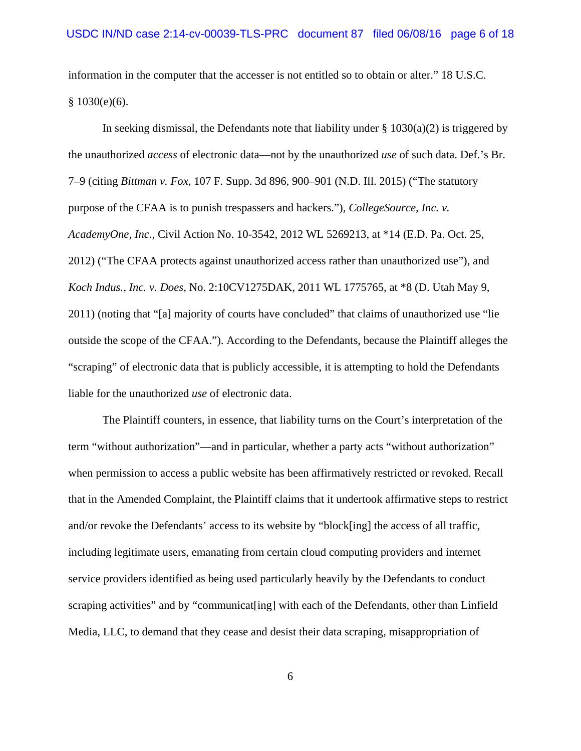information in the computer that the accesser is not entitled so to obtain or alter." 18 U.S.C. § 1030(e)(6).

In seeking dismissal, the Defendants note that liability under § 1030(a)(2) is triggered by the unauthorized *access* of electronic data—not by the unauthorized *use* of such data. Def.'s Br. 7–9 (citing *Bittman v. Fox*, 107 F. Supp. 3d 896, 900–901 (N.D. Ill. 2015) ("The statutory purpose of the CFAA is to punish trespassers and hackers."), *CollegeSource, Inc. v. AcademyOne, Inc.*, Civil Action No. 10-3542, 2012 WL 5269213, at *14 (E.D. Pa. Oct. 25, 2012) ("The CFAA protects against unauthorized access rather than unauthorized use"), and *Koch Indus., Inc. v. Does*, No. 2:10CV1275DAK, 2011 WL 1775765, at *8 (D. Utah May 9, 2011) (noting that "[a] majority of courts have concluded" that claims of unauthorized use "lie outside the scope of the CFAA."). According to the Defendants, because the Plaintiff alleges the "scraping" of electronic data that is publicly accessible, it is attempting to hold the Defendants liable for the unauthorized *use* of electronic data.

The Plaintiff counters, in essence, that liability turns on the Court's interpretation of the term "without authorization"—and in particular, whether a party acts "without authorization" when permission to access a public website has been affirmatively restricted or revoked. Recall that in the Amended Complaint, the Plaintiff claims that it undertook affirmative steps to restrict and/or revoke the Defendants' access to its website by "block[ing] the access of all traffic, including legitimate users, emanating from certain cloud computing providers and internet service providers identified as being used particularly heavily by the Defendants to conduct scraping activities" and by "communicat[ing] with each of the Defendants, other than Linfield Media, LLC, to demand that they cease and desist their data scraping, misappropriation of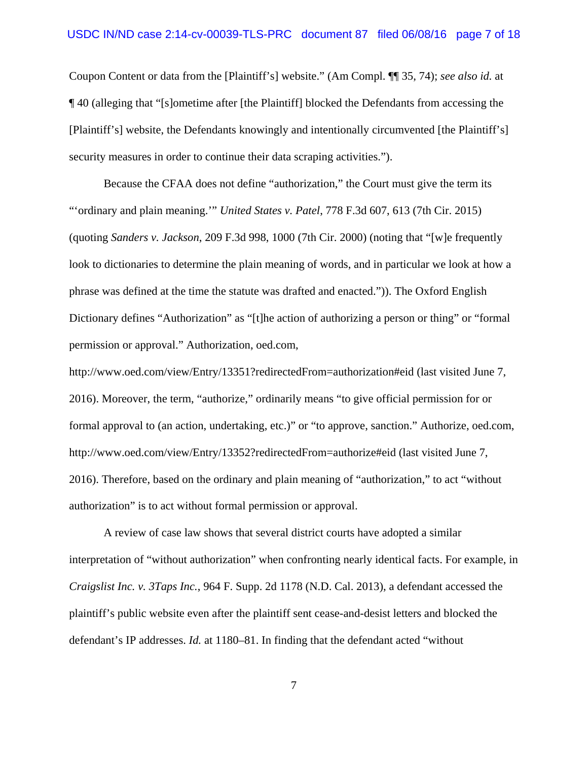Coupon Content or data from the [Plaintiff's] website." (Am Compl. ¶¶ 35, 74); *see also id.* at ¶ 40 (alleging that "[s]ometime after [the Plaintiff] blocked the Defendants from accessing the [Plaintiff's] website, the Defendants knowingly and intentionally circumvented [the Plaintiff's] security measures in order to continue their data scraping activities.").

Because the CFAA does not define "authorization," the Court must give the term its "'ordinary and plain meaning.'" *United States v. Patel*, 778 F.3d 607, 613 (7th Cir. 2015) (quoting *Sanders v. Jackson*, 209 F.3d 998, 1000 (7th Cir. 2000) (noting that "[w]e frequently look to dictionaries to determine the plain meaning of words, and in particular we look at how a phrase was defined at the time the statute was drafted and enacted.")). The Oxford English Dictionary defines "Authorization" as "[t]he action of authorizing a person or thing" or "formal permission or approval." Authorization, oed.com, http://www.oed.com/view/Entry/13351?redirectedFrom=authorization#eid (last visited June 7, 2016). Moreover, the term, "authorize," ordinarily means "to give official permission for or formal approval to (an action, undertaking, etc.)" or "to approve, sanction." Authorize, oed.com, http://www.oed.com/view/Entry/13352?redirectedFrom=authorize#eid (last visited June 7, 2016). Therefore, based on the ordinary and plain meaning of "authorization," to act "without authorization" is to act without formal permission or approval.

A review of case law shows that several district courts have adopted a similar interpretation of "without authorization" when confronting nearly identical facts. For example, in *Craigslist Inc. v. 3Taps Inc.*, 964 F. Supp. 2d 1178 (N.D. Cal. 2013), a defendant accessed the plaintiff's public website even after the plaintiff sent cease-and-desist letters and blocked the defendant's IP addresses. *Id.* at 1180–81. In finding that the defendant acted "without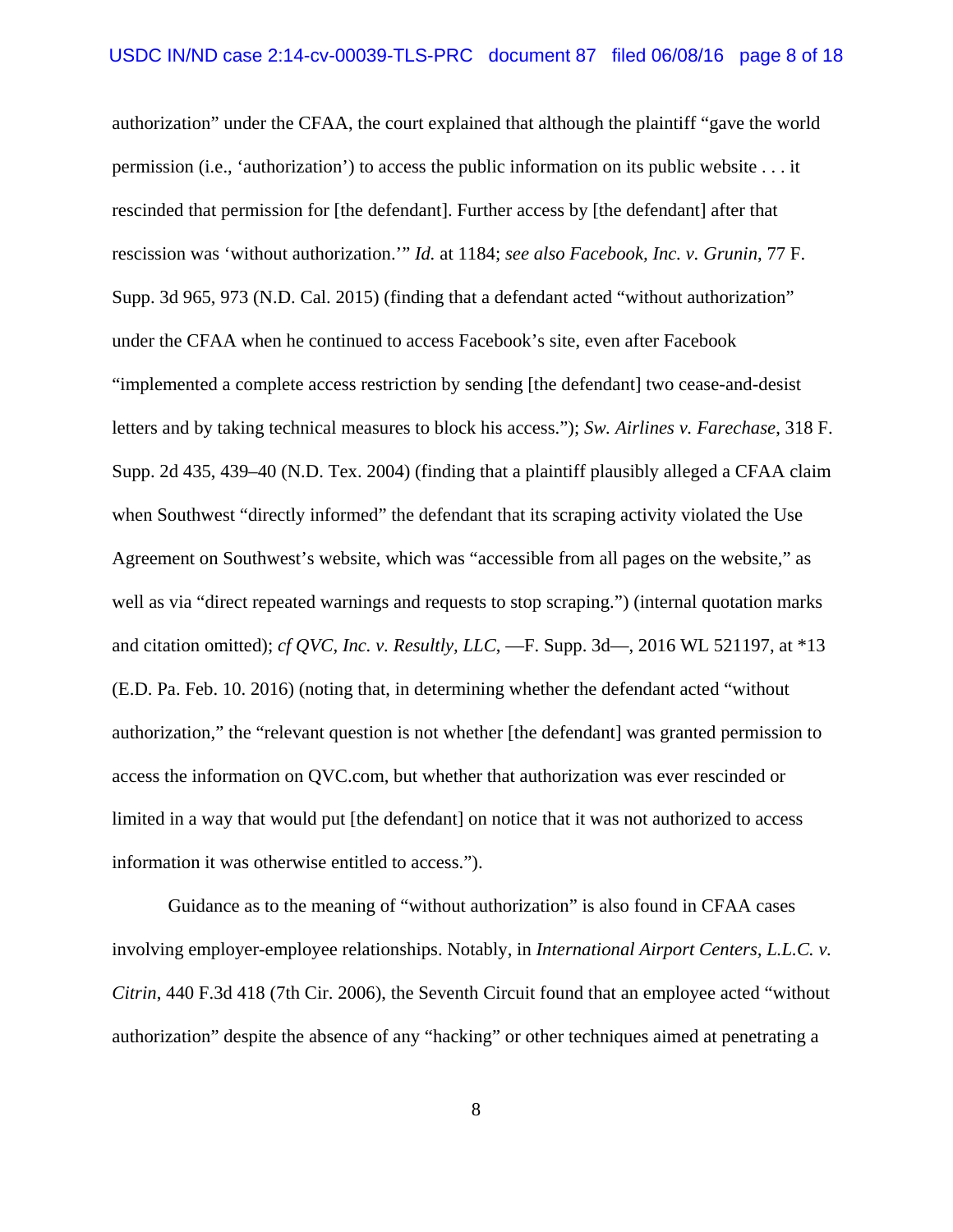authorization" under the CFAA, the court explained that although the plaintiff "gave the world permission (i.e., 'authorization') to access the public information on its public website . . . it rescinded that permission for [the defendant]. Further access by [the defendant] after that rescission was 'without authorization.'" *Id.* at 1184; *see also Facebook, Inc. v. Grunin*, 77 F. Supp. 3d 965, 973 (N.D. Cal. 2015) (finding that a defendant acted "without authorization" under the CFAA when he continued to access Facebook's site, even after Facebook "implemented a complete access restriction by sending [the defendant] two cease-and-desist letters and by taking technical measures to block his access."); *Sw. Airlines v. Farechase*, 318 F. Supp. 2d 435, 439–40 (N.D. Tex. 2004) (finding that a plaintiff plausibly alleged a CFAA claim when Southwest "directly informed" the defendant that its scraping activity violated the Use Agreement on Southwest's website, which was "accessible from all pages on the website," as well as via "direct repeated warnings and requests to stop scraping.") (internal quotation marks and citation omitted); *cf QVC, Inc. v. Resultly, LLC*, —F. Supp. 3d—, 2016 WL 521197, at *13 (E.D. Pa. Feb. 10. 2016) (noting that, in determining whether the defendant acted "without authorization," the "relevant question is not whether [the defendant] was granted permission to access the information on QVC.com, but whether that authorization was ever rescinded or limited in a way that would put [the defendant] on notice that it was not authorized to access information it was otherwise entitled to access.").

Guidance as to the meaning of "without authorization" is also found in CFAA cases involving employer-employee relationships. Notably, in *International Airport Centers, L.L.C. v. Citrin*, 440 F.3d 418 (7th Cir. 2006), the Seventh Circuit found that an employee acted "without authorization" despite the absence of any "hacking" or other techniques aimed at penetrating a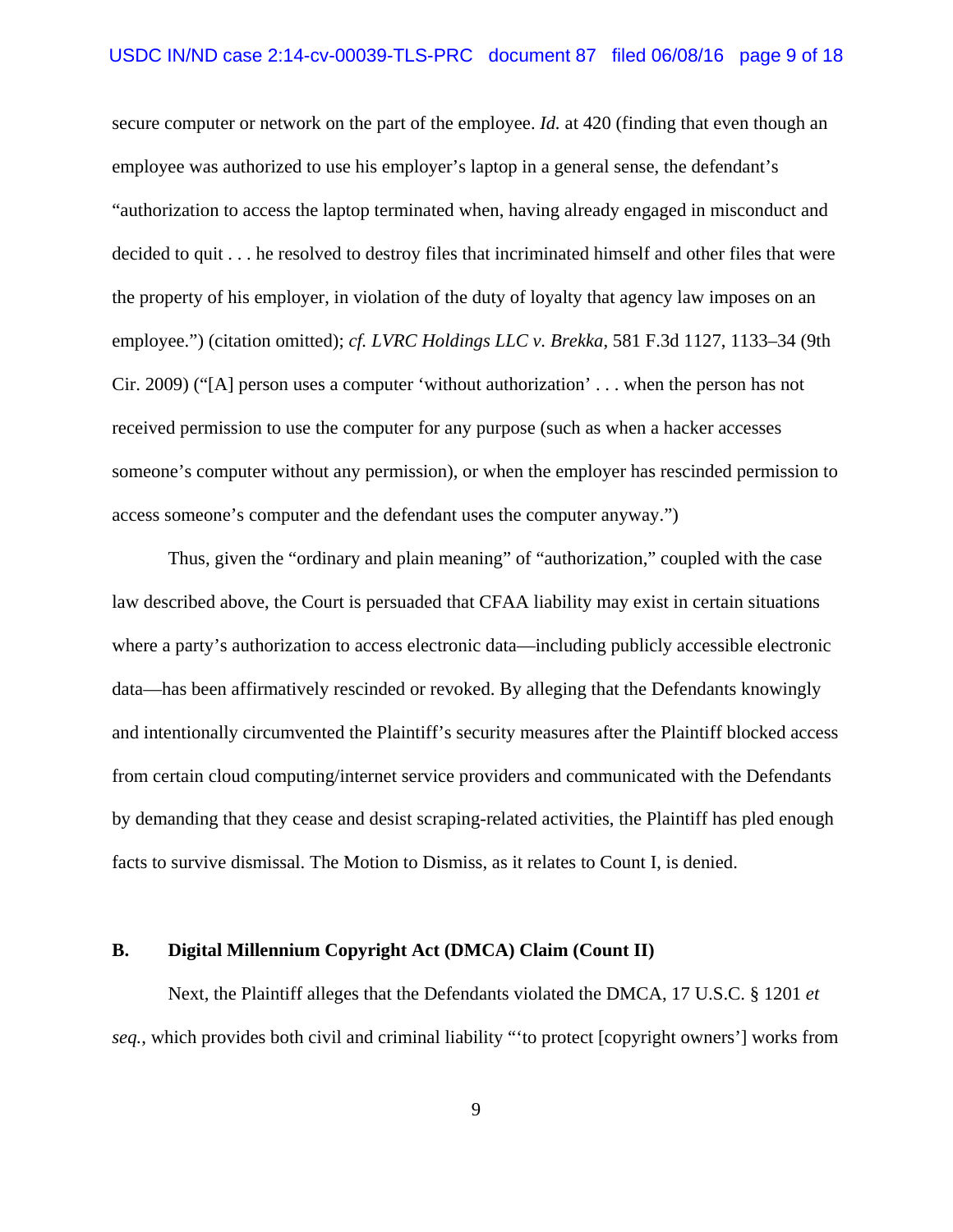secure computer or network on the part of the employee. *Id.* at 420 (finding that even though an employee was authorized to use his employer's laptop in a general sense, the defendant's "authorization to access the laptop terminated when, having already engaged in misconduct and decided to quit . . . he resolved to destroy files that incriminated himself and other files that were the property of his employer, in violation of the duty of loyalty that agency law imposes on an employee.") (citation omitted); *cf. LVRC Holdings LLC v. Brekka*, 581 F.3d 1127, 1133–34 (9th Cir. 2009) ("[A] person uses a computer 'without authorization' . . . when the person has not received permission to use the computer for any purpose (such as when a hacker accesses someone's computer without any permission), or when the employer has rescinded permission to access someone's computer and the defendant uses the computer anyway.")

Thus, given the "ordinary and plain meaning" of "authorization," coupled with the case law described above, the Court is persuaded that CFAA liability may exist in certain situations where a party's authorization to access electronic data—including publicly accessible electronic data—has been affirmatively rescinded or revoked. By alleging that the Defendants knowingly and intentionally circumvented the Plaintiff's security measures after the Plaintiff blocked access from certain cloud computing/internet service providers and communicated with the Defendants by demanding that they cease and desist scraping-related activities, the Plaintiff has pled enough facts to survive dismissal. The Motion to Dismiss, as it relates to Count I, is denied.

### B. Digital Millennium Copyright Act (DMCA) Claim (Count II)

Next, the Plaintiff alleges that the Defendants violated the DMCA, 17 U.S.C. § 1201 *et seq.*, which provides both civil and criminal liability "'to protect [copyright owners'] works from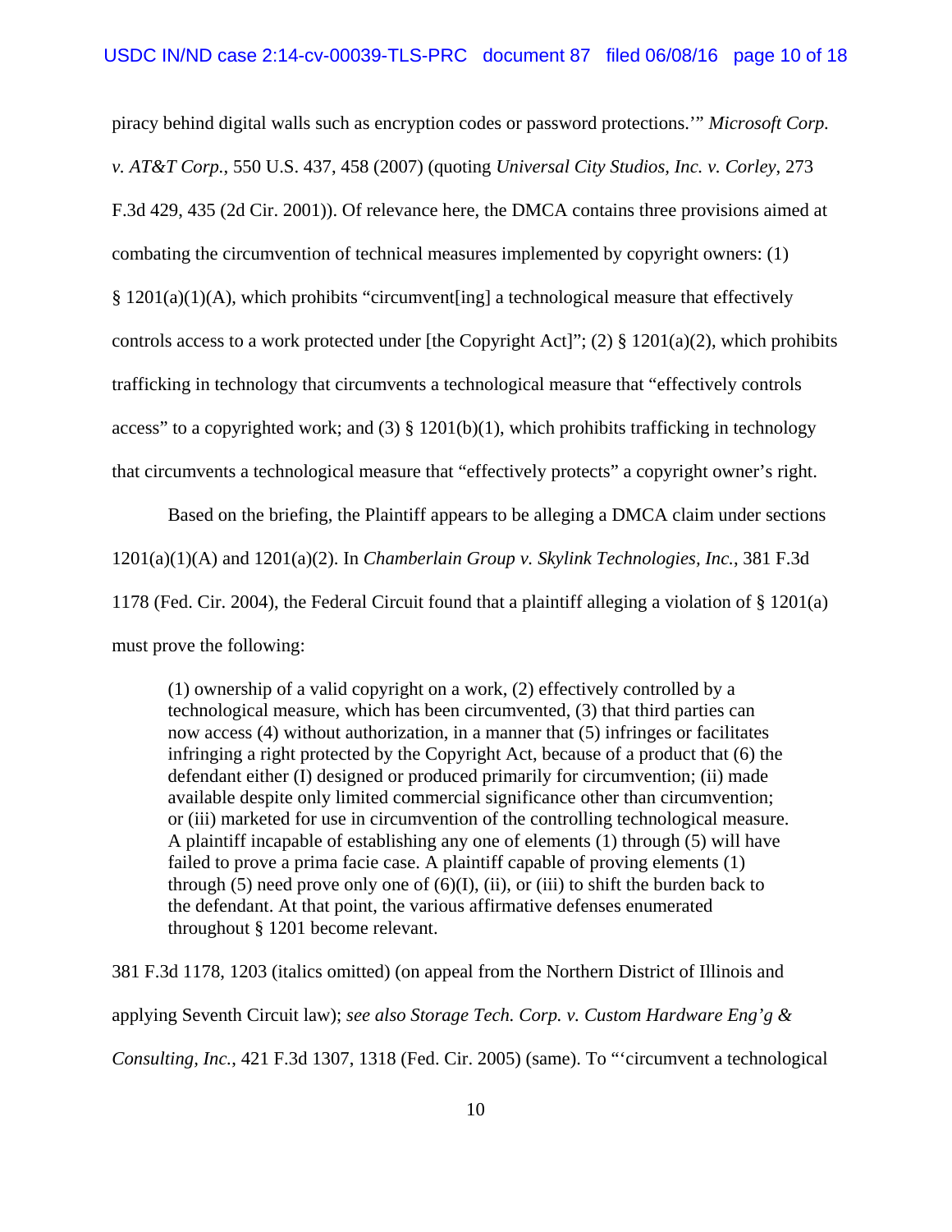piracy behind digital walls such as encryption codes or password protections.'" *Microsoft Corp. v. AT&T Corp.*, 550 U.S. 437, 458 (2007) (quoting *Universal City Studios, Inc. v. Corley*, 273 F.3d 429, 435 (2d Cir. 2001)). Of relevance here, the DMCA contains three provisions aimed at combating the circumvention of technical measures implemented by copyright owners: (1) § 1201(a)(1)(A), which prohibits "circumvent[ing] a technological measure that effectively controls access to a work protected under [the Copyright Act]"; (2) § 1201(a)(2), which prohibits trafficking in technology that circumvents a technological measure that "effectively controls access" to a copyrighted work; and (3) § 1201(b)(1), which prohibits trafficking in technology that circumvents a technological measure that "effectively protects" a copyright owner's right.

Based on the briefing, the Plaintiff appears to be alleging a DMCA claim under sections 1201(a)(1)(A) and 1201(a)(2). In *Chamberlain Group v. Skylink Technologies, Inc.*, 381 F.3d 1178 (Fed. Cir. 2004), the Federal Circuit found that a plaintiff alleging a violation of § 1201(a) must prove the following:

> (1) ownership of a valid copyright on a work, (2) effectively controlled by a technological measure, which has been circumvented, (3) that third parties can now access (4) without authorization, in a manner that (5) infringes or facilitates infringing a right protected by the Copyright Act, because of a product that (6) the defendant either (I) designed or produced primarily for circumvention; (ii) made available despite only limited commercial significance other than circumvention; or (iii) marketed for use in circumvention of the controlling technological measure. A plaintiff incapable of establishing any one of elements (1) through (5) will have failed to prove a prima facie case. A plaintiff capable of proving elements (1) through (5) need prove only one of (6)(I), (ii), or (iii) to shift the burden back to the defendant. At that point, the various affirmative defenses enumerated throughout § 1201 become relevant.

381 F.3d 1178, 1203 (italics omitted) (on appeal from the Northern District of Illinois and applying Seventh Circuit law); *see also Storage Tech. Corp. v. Custom Hardware Eng'g & Consulting, Inc.*, 421 F.3d 1307, 1318 (Fed. Cir. 2005) (same). To "'circumvent a technological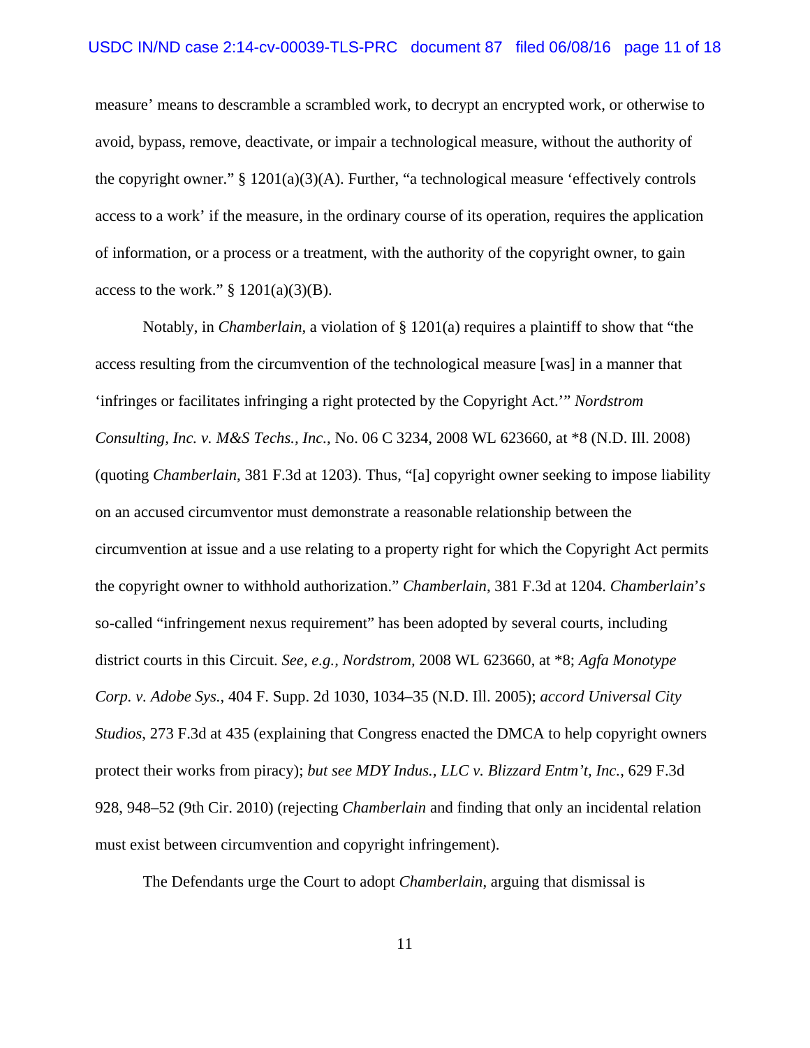measure' means to descramble a scrambled work, to decrypt an encrypted work, or otherwise to avoid, bypass, remove, deactivate, or impair a technological measure, without the authority of the copyright owner." § 1201(a)(3)(A). Further, "a technological measure 'effectively controls access to a work' if the measure, in the ordinary course of its operation, requires the application of information, or a process or a treatment, with the authority of the copyright owner, to gain access to the work." § 1201(a)(3)(B).

Notably, in *Chamberlain*, a violation of § 1201(a) requires a plaintiff to show that "the access resulting from the circumvention of the technological measure [was] in a manner that 'infringes or facilitates infringing a right protected by the Copyright Act.'" *Nordstrom Consulting, Inc. v. M&S Techs., Inc.*, No. 06 C 3234, 2008 WL 623660, at *8 (N.D. Ill. 2008) (quoting *Chamberlain*, 381 F.3d at 1203). Thus, "[a] copyright owner seeking to impose liability on an accused circumventor must demonstrate a reasonable relationship between the circumvention at issue and a use relating to a property right for which the Copyright Act permits the copyright owner to withhold authorization." *Chamberlain*, 381 F.3d at 1204. *Chamberlain's* so-called "infringement nexus requirement" has been adopted by several courts, including district courts in this Circuit. *See, e.g.*, *Nordstrom*, 2008 WL 623660, at *8; *Agfa Monotype Corp. v. Adobe Sys.*, 404 F. Supp. 2d 1030, 1034–35 (N.D. Ill. 2005); *accord Universal City Studios*, 273 F.3d at 435 (explaining that Congress enacted the DMCA to help copyright owners protect their works from piracy); *but see MDY Indus., LLC v. Blizzard Entm't, Inc.*, 629 F.3d 928, 948–52 (9th Cir. 2010) (rejecting *Chamberlain* and finding that only an incidental relation must exist between circumvention and copyright infringement).

The Defendants urge the Court to adopt *Chamberlain*, arguing that dismissal is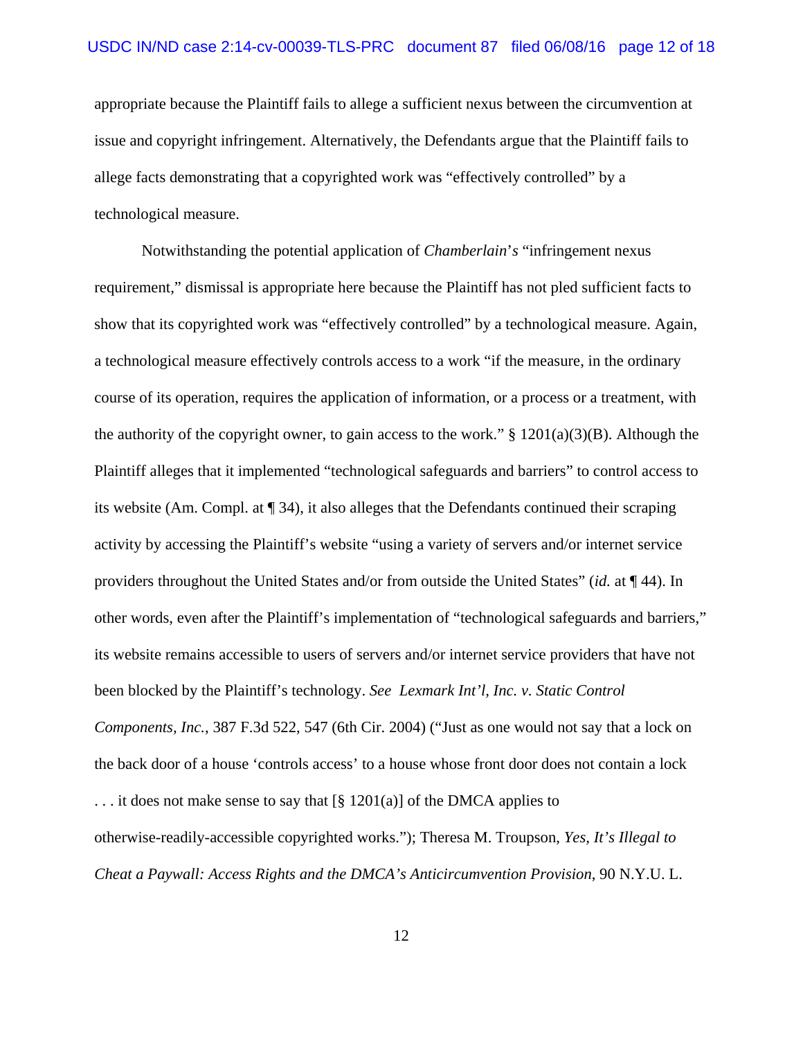appropriate because the Plaintiff fails to allege a sufficient nexus between the circumvention at issue and copyright infringement. Alternatively, the Defendants argue that the Plaintiff fails to allege facts demonstrating that a copyrighted work was "effectively controlled" by a technological measure.

Notwithstanding the potential application of *Chamberlain's* "infringement nexus requirement," dismissal is appropriate here because the Plaintiff has not pled sufficient facts to show that its copyrighted work was "effectively controlled" by a technological measure. Again, a technological measure effectively controls access to a work "if the measure, in the ordinary course of its operation, requires the application of information, or a process or a treatment, with the authority of the copyright owner, to gain access to the work." § 1201(a)(3)(B). Although the Plaintiff alleges that it implemented "technological safeguards and barriers" to control access to its website (Am. Compl. at ¶ 34), it also alleges that the Defendants continued their scraping activity by accessing the Plaintiff's website "using a variety of servers and/or internet service providers throughout the United States and/or from outside the United States" (*id.* at ¶ 44). In other words, even after the Plaintiff's implementation of "technological safeguards and barriers," its website remains accessible to users of servers and/or internet service providers that have not been blocked by the Plaintiff's technology. *See Lexmark Int'l, Inc. v. Static Control Components, Inc.*, 387 F.3d 522, 547 (6th Cir. 2004) ("Just as one would not say that a lock on the back door of a house 'controls access' to a house whose front door does not contain a lock . . . it does not make sense to say that [§ 1201(a)] of the DMCA applies to otherwise-readily-accessible copyrighted works."); Theresa M. Troupson, *Yes, It's Illegal to Cheat a Paywall: Access Rights and the DMCA's Anticircumvention Provision*, 90 N.Y.U. L.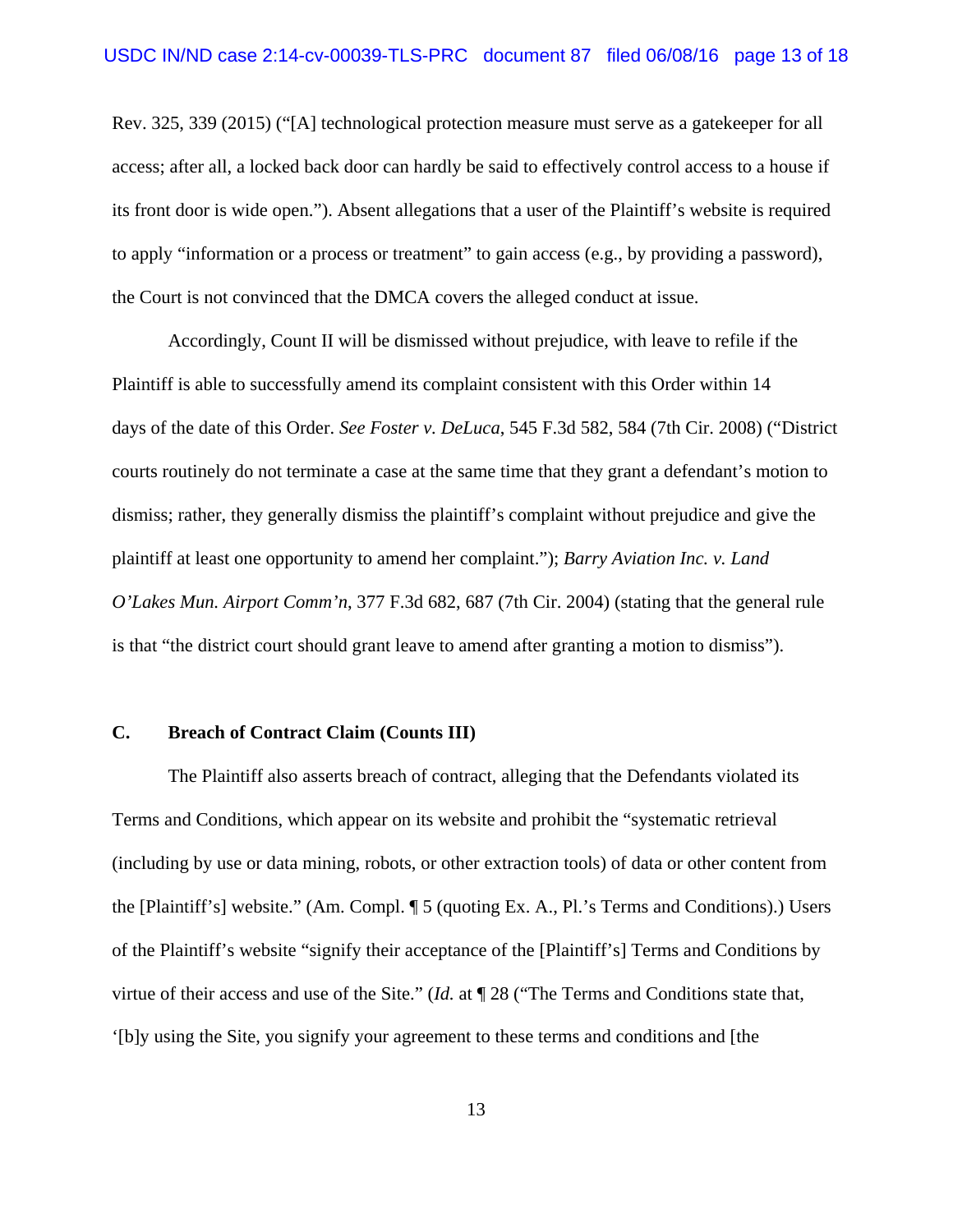Rev. 325, 339 (2015) ("[A] technological protection measure must serve as a gatekeeper for all access; after all, a locked back door can hardly be said to effectively control access to a house if its front door is wide open."). Absent allegations that a user of the Plaintiff's website is required to apply "information or a process or treatment" to gain access (e.g., by providing a password), the Court is not convinced that the DMCA covers the alleged conduct at issue.

Accordingly, Count II will be dismissed without prejudice, with leave to refile if the Plaintiff is able to successfully amend its complaint consistent with this Order within 14 days of the date of this Order. *See Foster v. DeLuca*, 545 F.3d 582, 584 (7th Cir. 2008) ("District courts routinely do not terminate a case at the same time that they grant a defendant's motion to dismiss; rather, they generally dismiss the plaintiff's complaint without prejudice and give the plaintiff at least one opportunity to amend her complaint."); *Barry Aviation Inc. v. Land O'Lakes Mun. Airport Comm'n*, 377 F.3d 682, 687 (7th Cir. 2004) (stating that the general rule is that "the district court should grant leave to amend after granting a motion to dismiss").

### C. Breach of Contract Claim (Counts III)

The Plaintiff also asserts breach of contract, alleging that the Defendants violated its Terms and Conditions, which appear on its website and prohibit the "systematic retrieval (including by use or data mining, robots, or other extraction tools) of data or other content from the [Plaintiff's] website." (Am. Compl. ¶ 5 (quoting Ex. A., Pl.'s Terms and Conditions).) Users of the Plaintiff's website "signify their acceptance of the [Plaintiff's] Terms and Conditions by virtue of their access and use of the Site." (*Id.* at ¶ 28 ("The Terms and Conditions state that, '[b]y using the Site, you signify your agreement to these terms and conditions and [the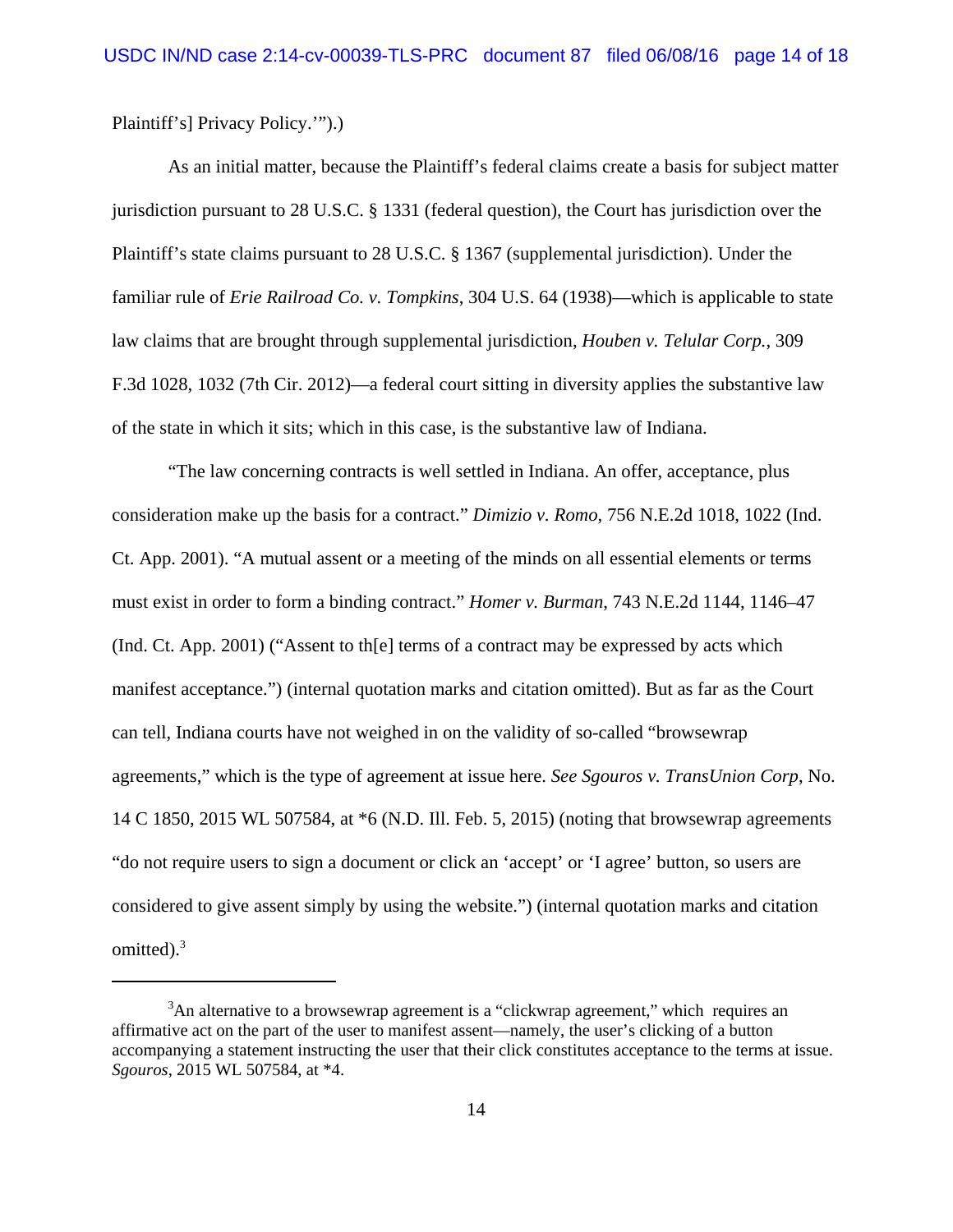Plaintiff's] Privacy Policy.'").)

As an initial matter, because the Plaintiff's federal claims create a basis for subject matter jurisdiction pursuant to 28 U.S.C. § 1331 (federal question), the Court has jurisdiction over the Plaintiff's state claims pursuant to 28 U.S.C. § 1367 (supplemental jurisdiction). Under the familiar rule of *Erie Railroad Co. v. Tompkins*, 304 U.S. 64 (1938)—which is applicable to state law claims that are brought through supplemental jurisdiction, *Houben v. Telular Corp.*, 309 F.3d 1028, 1032 (7th Cir. 2012)—a federal court sitting in diversity applies the substantive law of the state in which it sits; which in this case, is the substantive law of Indiana.

"The law concerning contracts is well settled in Indiana. An offer, acceptance, plus consideration make up the basis for a contract." *Dimizio v. Romo*, 756 N.E.2d 1018, 1022 (Ind. Ct. App. 2001). "A mutual assent or a meeting of the minds on all essential elements or terms must exist in order to form a binding contract." *Homer v. Burman*, 743 N.E.2d 1144, 1146–47 (Ind. Ct. App. 2001) ("Assent to th[e] terms of a contract may be expressed by acts which manifest acceptance.") (internal quotation marks and citation omitted). But as far as the Court can tell, Indiana courts have not weighed in on the validity of so-called "browsewrap agreements," which is the type of agreement at issue here. *See Sgouros v. TransUnion Corp*, No. 14 C 1850, 2015 WL 507584, at *6 (N.D. Ill. Feb. 5, 2015) (noting that browsewrap agreements "do not require users to sign a document or click an 'accept' or 'I agree' button, so users are considered to give assent simply by using the website.") (internal quotation marks and citation omitted).[3]

---

[3]An alternative to a browsewrap agreement is a "clickwrap agreement," which requires an affirmative act on the part of the user to manifest assent—namely, the user's clicking of a button accompanying a statement instructing the user that their click constitutes acceptance to the terms at issue. *Sgouros*, 2015 WL 507584, at *4.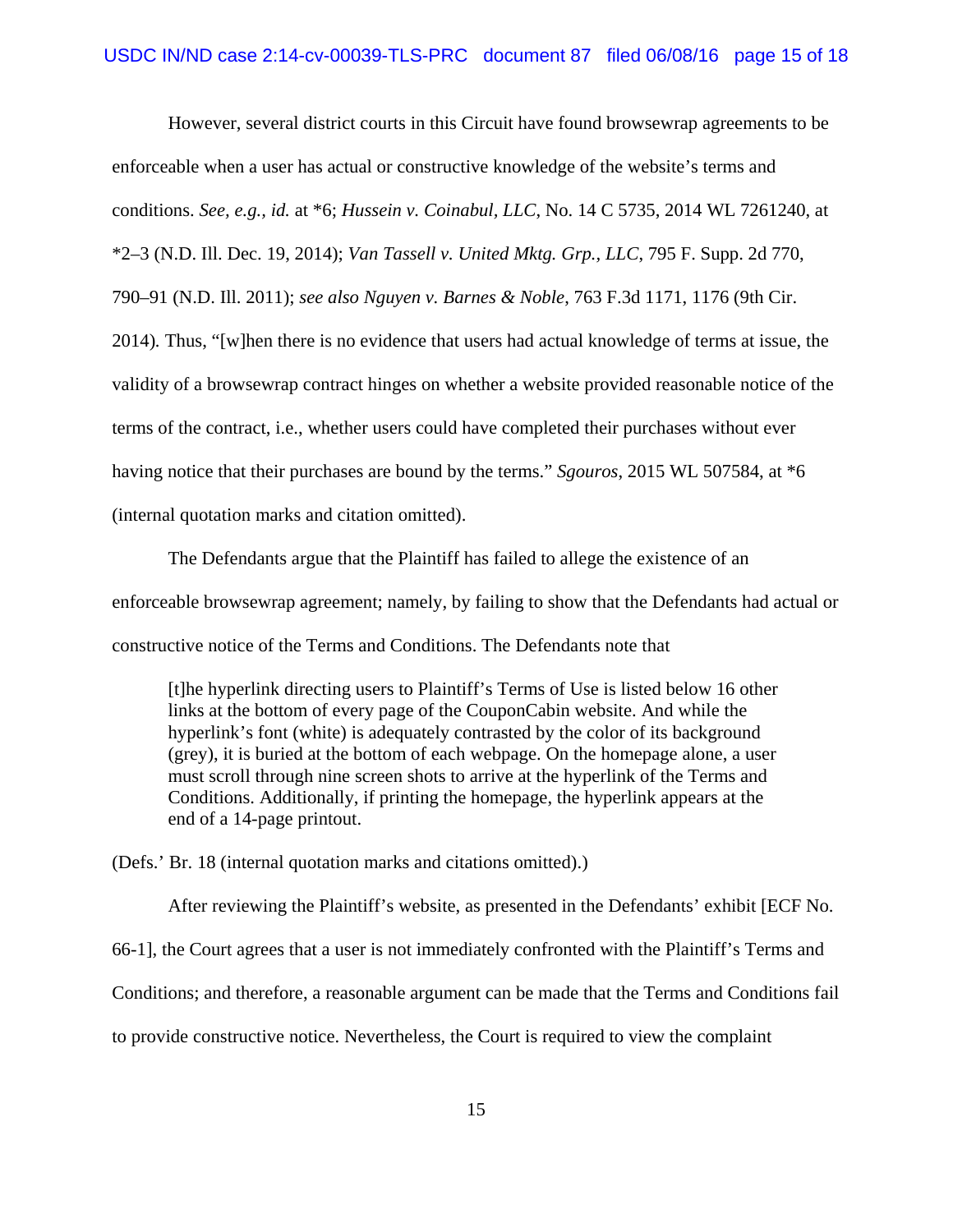However, several district courts in this Circuit have found browsewrap agreements to be enforceable when a user has actual or constructive knowledge of the website's terms and conditions. *See, e.g.*, *id.* at *6; *Hussein v. Coinabul, LLC*, No. 14 C 5735, 2014 WL 7261240, at *2–3 (N.D. Ill. Dec. 19, 2014); *Van Tassell v. United Mktg. Grp., LLC*, 795 F. Supp. 2d 770, 790–91 (N.D. Ill. 2011); *see also Nguyen v. Barnes & Noble*, 763 F.3d 1171, 1176 (9th Cir. 2014). Thus, "[w]hen there is no evidence that users had actual knowledge of terms at issue, the validity of a browsewrap contract hinges on whether a website provided reasonable notice of the terms of the contract, i.e., whether users could have completed their purchases without ever having notice that their purchases are bound by the terms." *Sgouros*, 2015 WL 507584, at *6 (internal quotation marks and citation omitted).

The Defendants argue that the Plaintiff has failed to allege the existence of an enforceable browsewrap agreement; namely, by failing to show that the Defendants had actual or constructive notice of the Terms and Conditions. The Defendants note that

> [t]he hyperlink directing users to Plaintiff's Terms of Use is listed below 16 other links at the bottom of every page of the CouponCabin website. And while the hyperlink's font (white) is adequately contrasted by the color of its background (grey), it is buried at the bottom of each webpage. On the homepage alone, a user must scroll through nine screen shots to arrive at the hyperlink of the Terms and Conditions. Additionally, if printing the homepage, the hyperlink appears at the end of a 14-page printout.

(Defs.' Br. 18 (internal quotation marks and citations omitted).)

After reviewing the Plaintiff's website, as presented in the Defendants' exhibit [ECF No. 66-1], the Court agrees that a user is not immediately confronted with the Plaintiff's Terms and Conditions; and therefore, a reasonable argument can be made that the Terms and Conditions fail to provide constructive notice. Nevertheless, the Court is required to view the complaint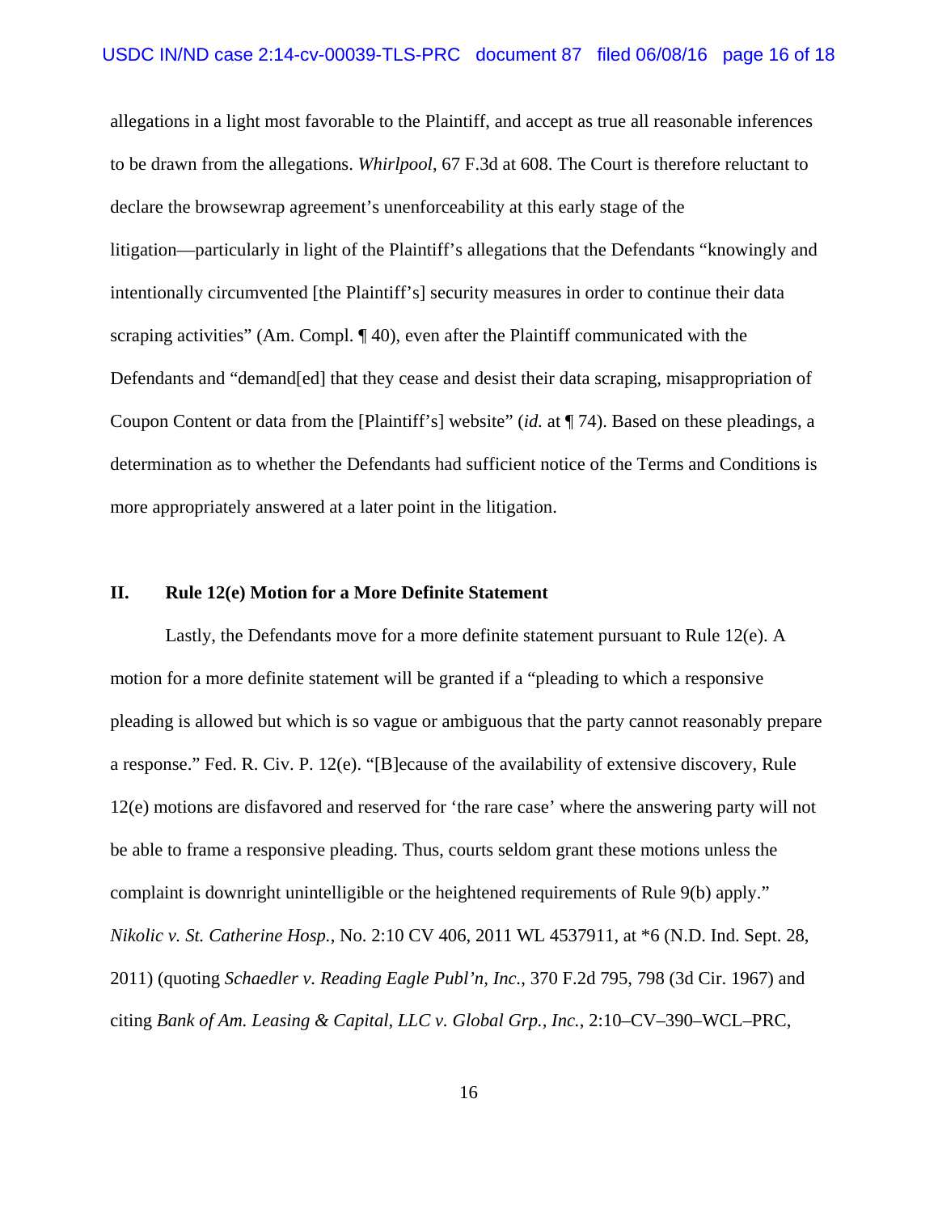allegations in a light most favorable to the Plaintiff, and accept as true all reasonable inferences to be drawn from the allegations. *Whirlpool*, 67 F.3d at 608. The Court is therefore reluctant to declare the browsewrap agreement's unenforceability at this early stage of the litigation—particularly in light of the Plaintiff's allegations that the Defendants "knowingly and intentionally circumvented [the Plaintiff's] security measures in order to continue their data scraping activities" (Am. Compl. ¶ 40), even after the Plaintiff communicated with the Defendants and "demand[ed] that they cease and desist their data scraping, misappropriation of Coupon Content or data from the [Plaintiff's] website" (*id.* at ¶ 74). Based on these pleadings, a determination as to whether the Defendants had sufficient notice of the Terms and Conditions is more appropriately answered at a later point in the litigation.

## II. Rule 12(e) Motion for a More Definite Statement

Lastly, the Defendants move for a more definite statement pursuant to Rule 12(e). A motion for a more definite statement will be granted if a "pleading to which a responsive pleading is allowed but which is so vague or ambiguous that the party cannot reasonably prepare a response." Fed. R. Civ. P. 12(e). "[B]ecause of the availability of extensive discovery, Rule 12(e) motions are disfavored and reserved for 'the rare case' where the answering party will not be able to frame a responsive pleading. Thus, courts seldom grant these motions unless the complaint is downright unintelligible or the heightened requirements of Rule 9(b) apply." *Nikolic v. St. Catherine Hosp.*, No. 2:10 CV 406, 2011 WL 4537911, at *6 (N.D. Ind. Sept. 28, 2011) (quoting *Schaedler v. Reading Eagle Publ'n, Inc.*, 370 F.2d 795, 798 (3d Cir. 1967) and citing *Bank of Am. Leasing & Capital, LLC v. Global Grp., Inc.*, 2:10–CV–390–WCL–PRC,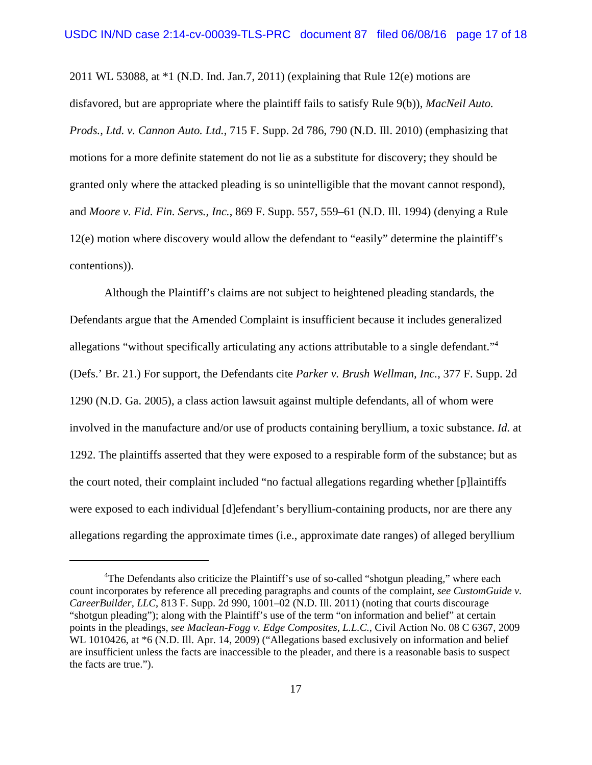2011 WL 53088, at *1 (N.D. Ind. Jan.7, 2011) (explaining that Rule 12(e) motions are disfavored, but are appropriate where the plaintiff fails to satisfy Rule 9(b)), *MacNeil Auto. Prods., Ltd. v. Cannon Auto. Ltd.*, 715 F. Supp. 2d 786, 790 (N.D. Ill. 2010) (emphasizing that motions for a more definite statement do not lie as a substitute for discovery; they should be granted only where the attacked pleading is so unintelligible that the movant cannot respond), and *Moore v. Fid. Fin. Servs., Inc.*, 869 F. Supp. 557, 559–61 (N.D. Ill. 1994) (denying a Rule 12(e) motion where discovery would allow the defendant to "easily" determine the plaintiff's contentions)).

Although the Plaintiff's claims are not subject to heightened pleading standards, the Defendants argue that the Amended Complaint is insufficient because it includes generalized allegations "without specifically articulating any actions attributable to a single defendant."[4] (Defs.' Br. 21.) For support, the Defendants cite *Parker v. Brush Wellman, Inc.*, 377 F. Supp. 2d 1290 (N.D. Ga. 2005), a class action lawsuit against multiple defendants, all of whom were involved in the manufacture and/or use of products containing beryllium, a toxic substance. *Id.* at 1292. The plaintiffs asserted that they were exposed to a respirable form of the substance; but as the court noted, their complaint included "no factual allegations regarding whether [p]laintiffs were exposed to each individual [d]efendant's beryllium-containing products, nor are there any allegations regarding the approximate times (i.e., approximate date ranges) of alleged beryllium

---

[4]The Defendants also criticize the Plaintiff's use of so-called "shotgun pleading," where each count incorporates by reference all preceding paragraphs and counts of the complaint, *see CustomGuide v. CareerBuilder, LLC*, 813 F. Supp. 2d 990, 1001–02 (N.D. Ill. 2011) (noting that courts discourage "shotgun pleading"); along with the Plaintiff's use of the term "on information and belief" at certain points in the pleadings, *see Maclean-Fogg v. Edge Composites, L.L.C.*, Civil Action No. 08 C 6367, 2009 WL 1010426, at *6 (N.D. Ill. Apr. 14, 2009) ("Allegations based exclusively on information and belief are insufficient unless the facts are inaccessible to the pleader, and there is a reasonable basis to suspect the facts are true.").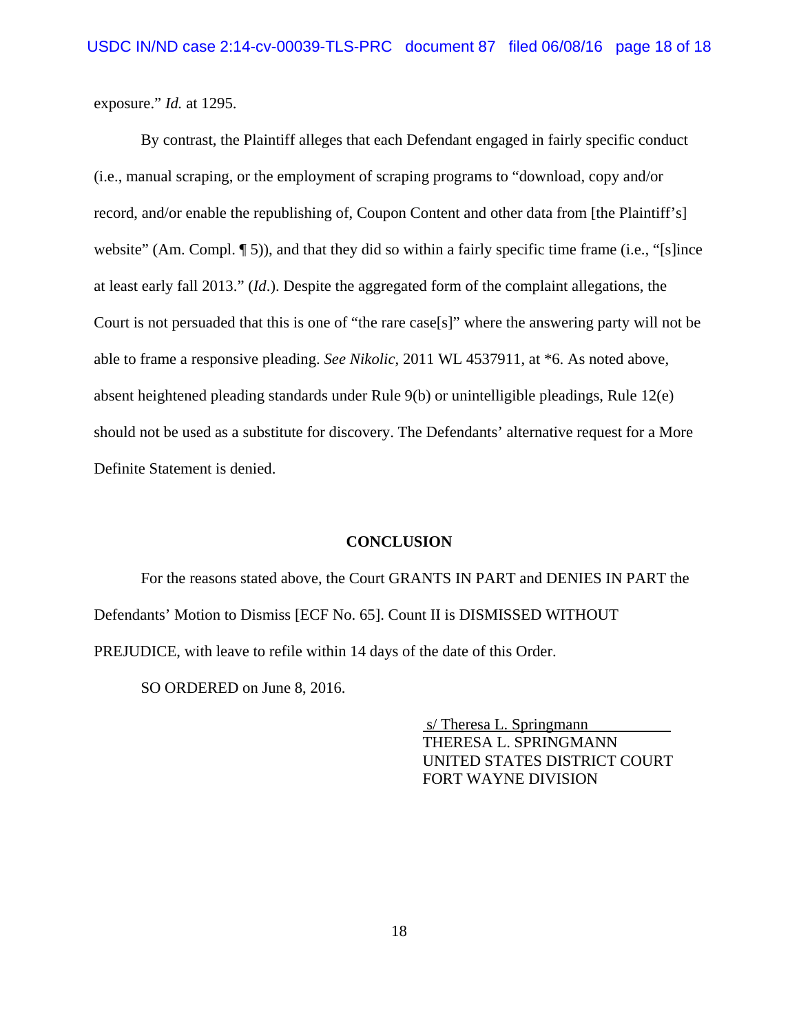exposure." *Id.* at 1295.

By contrast, the Plaintiff alleges that each Defendant engaged in fairly specific conduct (i.e., manual scraping, or the employment of scraping programs to "download, copy and/or record, and/or enable the republishing of, Coupon Content and other data from [the Plaintiff's] website" (Am. Compl. ¶ 5)), and that they did so within a fairly specific time frame (i.e., "[s]ince at least early fall 2013." (*Id*.). Despite the aggregated form of the complaint allegations, the Court is not persuaded that this is one of "the rare case[s]" where the answering party will not be able to frame a responsive pleading. *See Nikolic*, 2011 WL 4537911, at *6. As noted above, absent heightened pleading standards under Rule 9(b) or unintelligible pleadings, Rule 12(e) should not be used as a substitute for discovery. The Defendants' alternative request for a More Definite Statement is denied.

**CONCLUSION**

For the reasons stated above, the Court GRANTS IN PART and DENIES IN PART the Defendants' Motion to Dismiss [ECF No. 65]. Count II is DISMISSED WITHOUT PREJUDICE, with leave to refile within 14 days of the date of this Order.

SO ORDERED on June 8, 2016.

s/ Theresa L. Springmann
THERESA L. SPRINGMANN
UNITED STATES DISTRICT COURT
FORT WAYNE DIVISION